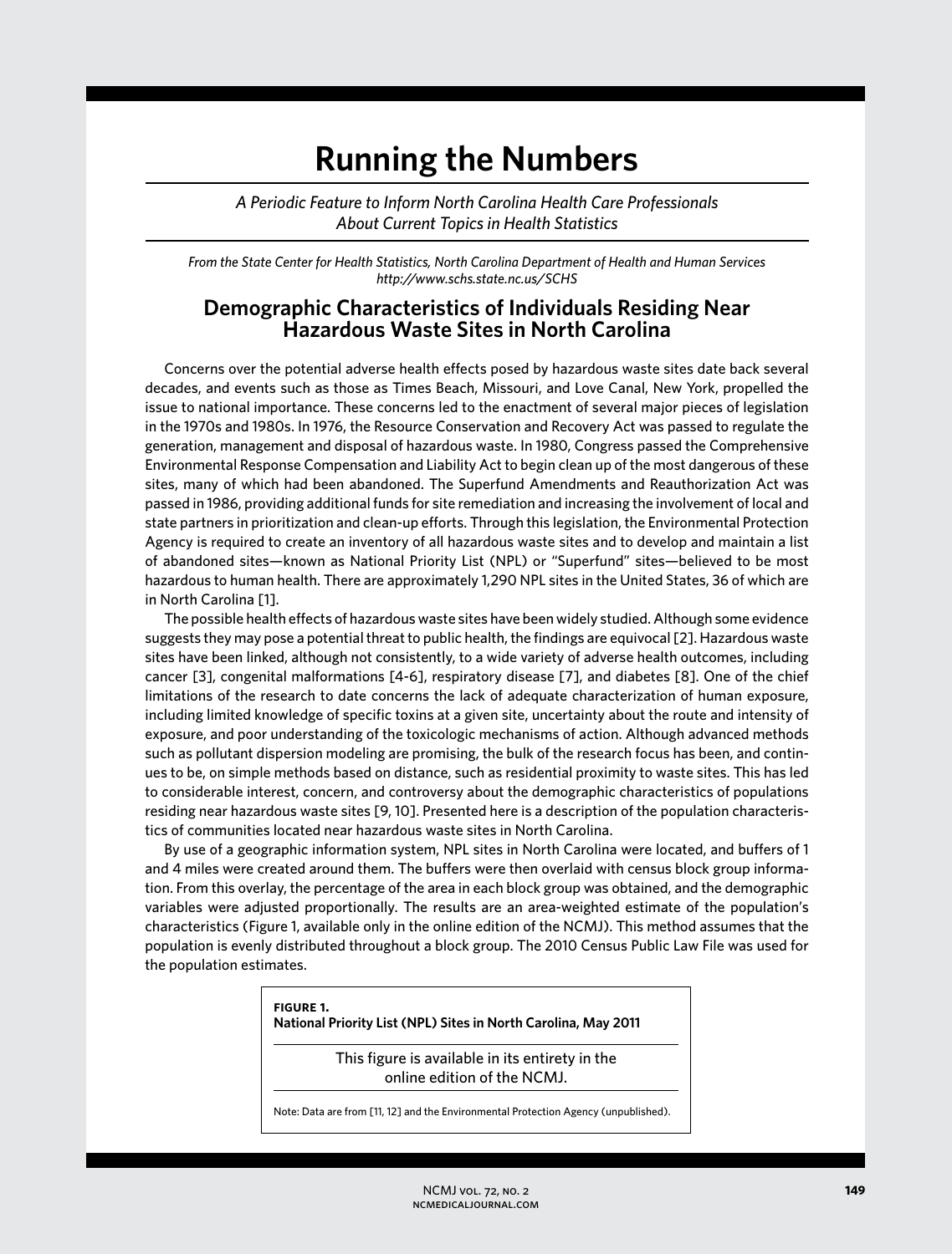# Running the Numbers

*A Periodic Feature to Inform North Carolina Health Care Professionals About Current Topics in Health Statistics*

*From the State Center for Health Statistics, North Carolina Department of Health and Human Services http://www.schs.state.nc.us/SCHS*

## Demographic Characteristics of Individuals Residing Near Hazardous Waste Sites in North Carolina

Concerns over the potential adverse health effects posed by hazardous waste sites date back several decades, and events such as those as Times Beach, Missouri, and Love Canal, New York, propelled the issue to national importance. These concerns led to the enactment of several major pieces of legislation in the 1970s and 1980s. In 1976, the Resource Conservation and Recovery Act was passed to regulate the generation, management and disposal of hazardous waste. In 1980, Congress passed the Comprehensive Environmental Response Compensation and Liability Act to begin clean up of the most dangerous of these sites, many of which had been abandoned. The Superfund Amendments and Reauthorization Act was passed in 1986, providing additional funds for site remediation and increasing the involvement of local and state partners in prioritization and clean-up efforts. Through this legislation, the Environmental Protection Agency is required to create an inventory of all hazardous waste sites and to develop and maintain a list of abandoned sites—known as National Priority List (NPL) or "Superfund" sites—believed to be most hazardous to human health. There are approximately 1,290 NPL sites in the United States, 36 of which are in North Carolina [1].

The possible health effects of hazardous waste sites have been widely studied. Although some evidence suggests they may pose a potential threat to public health, the findings are equivocal [2]. Hazardous waste sites have been linked, although not consistently, to a wide variety of adverse health outcomes, including cancer [3], congenital malformations [4-6], respiratory disease [7], and diabetes [8]. One of the chief limitations of the research to date concerns the lack of adequate characterization of human exposure, including limited knowledge of specific toxins at a given site, uncertainty about the route and intensity of exposure, and poor understanding of the toxicologic mechanisms of action. Although advanced methods such as pollutant dispersion modeling are promising, the bulk of the research focus has been, and continues to be, on simple methods based on distance, such as residential proximity to waste sites. This has led to considerable interest, concern, and controversy about the demographic characteristics of populations residing near hazardous waste sites [9, 10]. Presented here is a description of the population characteristics of communities located near hazardous waste sites in North Carolina.

By use of a geographic information system, NPL sites in North Carolina were located, and buffers of 1 and 4 miles were created around them. The buffers were then overlaid with census block group information. From this overlay, the percentage of the area in each block group was obtained, and the demographic variables were adjusted proportionally. The results are an area-weighted estimate of the population's characteristics (Figure 1, available only in the online edition of the NCMJ). This method assumes that the population is evenly distributed throughout a block group. The 2010 Census Public Law File was used for the population estimates.

**FIGURE 1.**
**National Priority List (NPL) Sites in North Carolina, May 2011**

This figure is available in its entirety in the online edition of the NCMJ.

Note: Data are from [11, 12] and the Environmental Protection Agency (unpublished).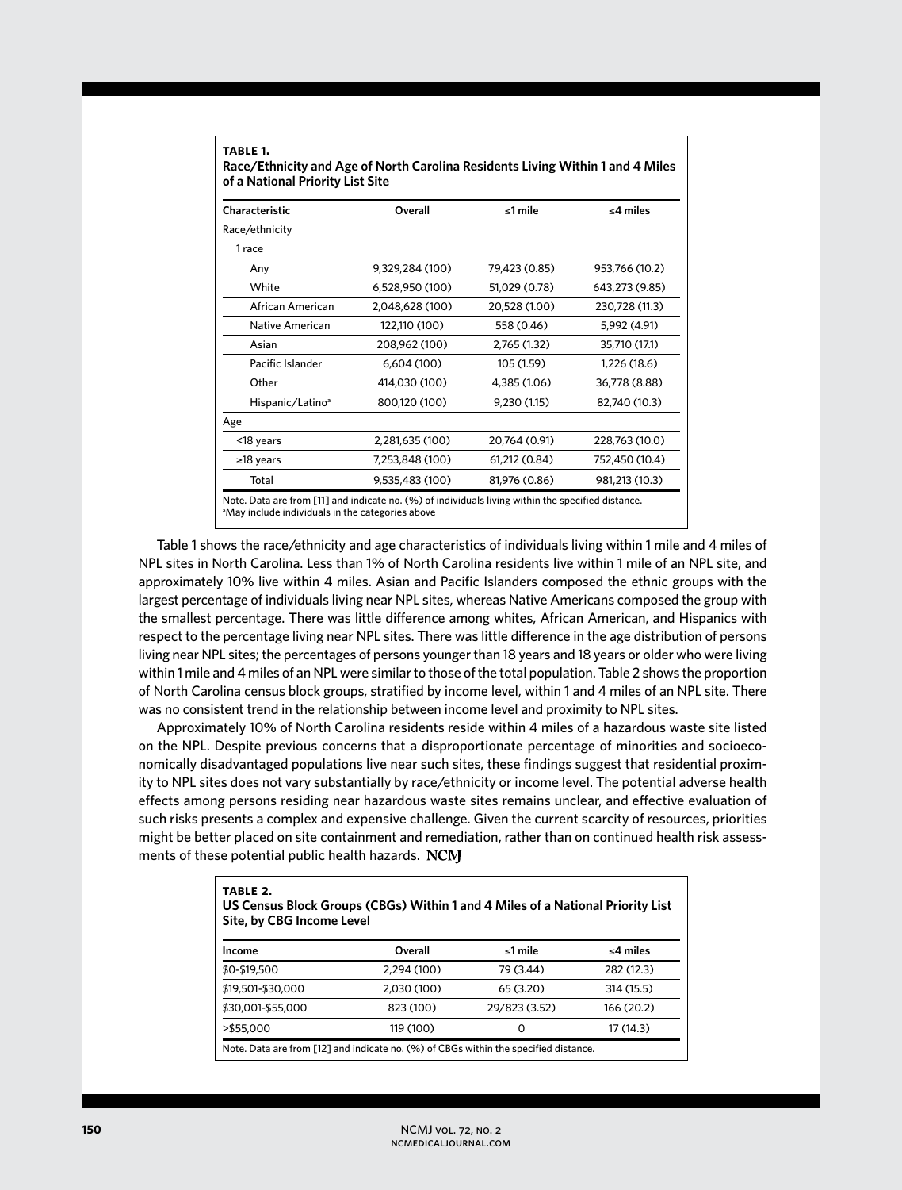**TABLE 1.**
**Race/Ethnicity and Age of North Carolina Residents Living Within 1 and 4 Miles of a National Priority List Site**

| Characteristic | Overall | ≤1 mile | ≤4 miles |
|---|---|---|---|
| Race/ethnicity | | | |
| 1 race | | | |
| Any | 9,329,284 (100) | 79,423 (0.85) | 953,766 (10.2) |
| White | 6,528,950 (100) | 51,029 (0.78) | 643,273 (9.85) |
| African American | 2,048,628 (100) | 20,528 (1.00) | 230,728 (11.3) |
| Native American | 122,110 (100) | 558 (0.46) | 5,992 (4.91) |
| Asian | 208,962 (100) | 2,765 (1.32) | 35,710 (17.1) |
| Pacific Islander | 6,604 (100) | 105 (1.59) | 1,226 (18.6) |
| Other | 414,030 (100) | 4,385 (1.06) | 36,778 (8.88) |
| Hispanic/Latino[a] | 800,120 (100) | 9,230 (1.15) | 82,740 (10.3) |
| Age | | | |
| <18 years | 2,281,635 (100) | 20,764 (0.91) | 228,763 (10.0) |
| ≥18 years | 7,253,848 (100) | 61,212 (0.84) | 752,450 (10.4) |
| Total | 9,535,483 (100) | 81,976 (0.86) | 981,213 (10.3) |

Note. Data are from [11] and indicate no. (%) of individuals living within the specified distance.
[a]May include individuals in the categories above

Table 1 shows the race/ethnicity and age characteristics of individuals living within 1 mile and 4 miles of NPL sites in North Carolina. Less than 1% of North Carolina residents live within 1 mile of an NPL site, and approximately 10% live within 4 miles. Asian and Pacific Islanders composed the ethnic groups with the largest percentage of individuals living near NPL sites, whereas Native Americans composed the group with the smallest percentage. There was little difference among whites, African American, and Hispanics with respect to the percentage living near NPL sites. There was little difference in the age distribution of persons living near NPL sites; the percentages of persons younger than 18 years and 18 years or older who were living within 1 mile and 4 miles of an NPL were similar to those of the total population. Table 2 shows the proportion of North Carolina census block groups, stratified by income level, within 1 and 4 miles of an NPL site. There was no consistent trend in the relationship between income level and proximity to NPL sites.

Approximately 10% of North Carolina residents reside within 4 miles of a hazardous waste site listed on the NPL. Despite previous concerns that a disproportionate percentage of minorities and socioeconomically disadvantaged populations live near such sites, these findings suggest that residential proximity to NPL sites does not vary substantially by race/ethnicity or income level. The potential adverse health effects among persons residing near hazardous waste sites remains unclear, and effective evaluation of such risks presents a complex and expensive challenge. Given the current scarcity of resources, priorities might be better placed on site containment and remediation, rather than on continued health risk assessments of these potential public health hazards. **NCMJ**

**TABLE 2.**
**US Census Block Groups (CBGs) Within 1 and 4 Miles of a National Priority List Site, by CBG Income Level**

| Income | Overall | ≤1 mile | ≤4 miles |
|---|---|---|---|
| $0-$19,500 | 2,294 (100) | 79 (3.44) | 282 (12.3) |
| $19,501-$30,000 | 2,030 (100) | 65 (3.20) | 314 (15.5) |
| $30,001-$55,000 | 823 (100) | 29/823 (3.52) | 166 (20.2) |
| >$55,000 | 119 (100) | 0 | 17 (14.3) |

Note. Data are from [12] and indicate no. (%) of CBGs within the specified distance.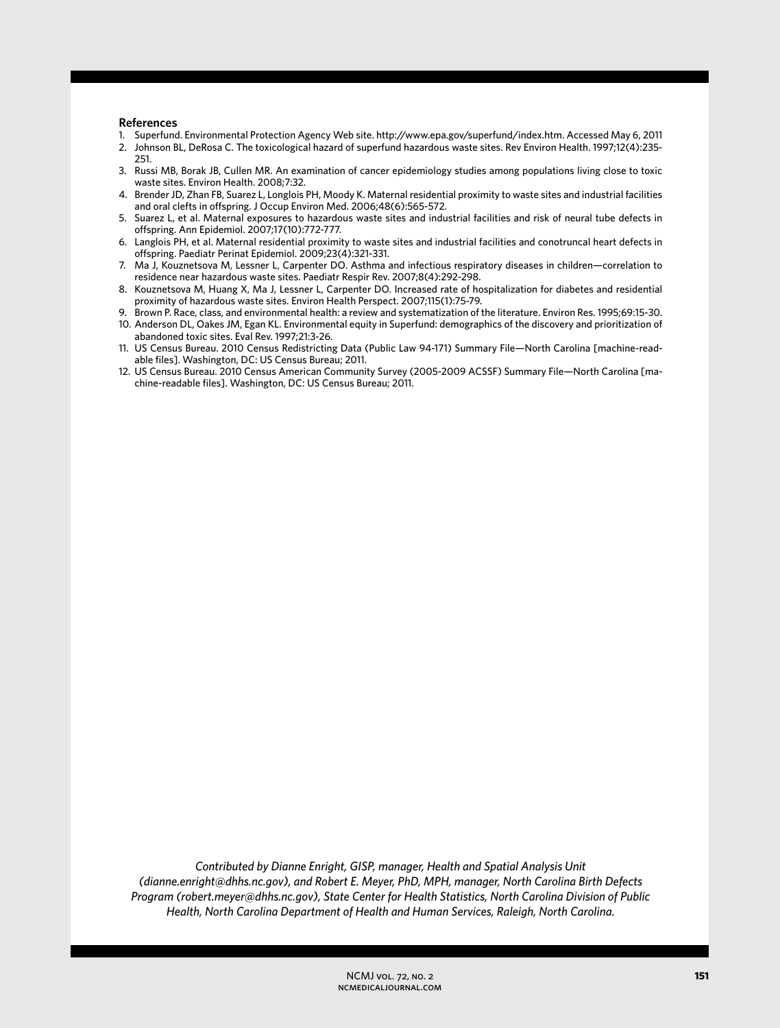### References

1. Superfund. Environmental Protection Agency Web site. http://www.epa.gov/superfund/index.htm. Accessed May 6, 2011
2. Johnson BL, DeRosa C. The toxicological hazard of superfund hazardous waste sites. Rev Environ Health. 1997;12(4):235-251.
3. Russi MB, Borak JB, Cullen MR. An examination of cancer epidemiology studies among populations living close to toxic waste sites. Environ Health. 2008;7:32.
4. Brender JD, Zhan FB, Suarez L, Longlois PH, Moody K. Maternal residential proximity to waste sites and industrial facilities and oral clefts in offspring. J Occup Environ Med. 2006;48(6):565-572.
5. Suarez L, et al. Maternal exposures to hazardous waste sites and industrial facilities and risk of neural tube defects in offspring. Ann Epidemiol. 2007;17(10):772-777.
6. Langlois PH, et al. Maternal residential proximity to waste sites and industrial facilities and conotruncal heart defects in offspring. Paediatr Perinat Epidemiol. 2009;23(4):321-331.
7. Ma J, Kouznetsova M, Lessner L, Carpenter DO. Asthma and infectious respiratory diseases in children—correlation to residence near hazardous waste sites. Paediatr Respir Rev. 2007;8(4):292-298.
8. Kouznetsova M, Huang X, Ma J, Lessner L, Carpenter DO. Increased rate of hospitalization for diabetes and residential proximity of hazardous waste sites. Environ Health Perspect. 2007;115(1):75-79.
9. Brown P. Race, class, and environmental health: a review and systematization of the literature. Environ Res. 1995;69:15-30.
10. Anderson DL, Oakes JM, Egan KL. Environmental equity in Superfund: demographics of the discovery and prioritization of abandoned toxic sites. Eval Rev. 1997;21:3-26.
11. US Census Bureau. 2010 Census Redistricting Data (Public Law 94-171) Summary File—North Carolina [machine-readable files]. Washington, DC: US Census Bureau; 2011.
12. US Census Bureau. 2010 Census American Community Survey (2005-2009 ACSSF) Summary File—North Carolina [machine-readable files]. Washington, DC: US Census Bureau; 2011.

*Contributed by Dianne Enright, GISP, manager, Health and Spatial Analysis Unit (dianne.enright@dhhs.nc.gov), and Robert E. Meyer, PhD, MPH, manager, North Carolina Birth Defects Program (robert.meyer@dhhs.nc.gov), State Center for Health Statistics, North Carolina Division of Public Health, North Carolina Department of Health and Human Services, Raleigh, North Carolina.*